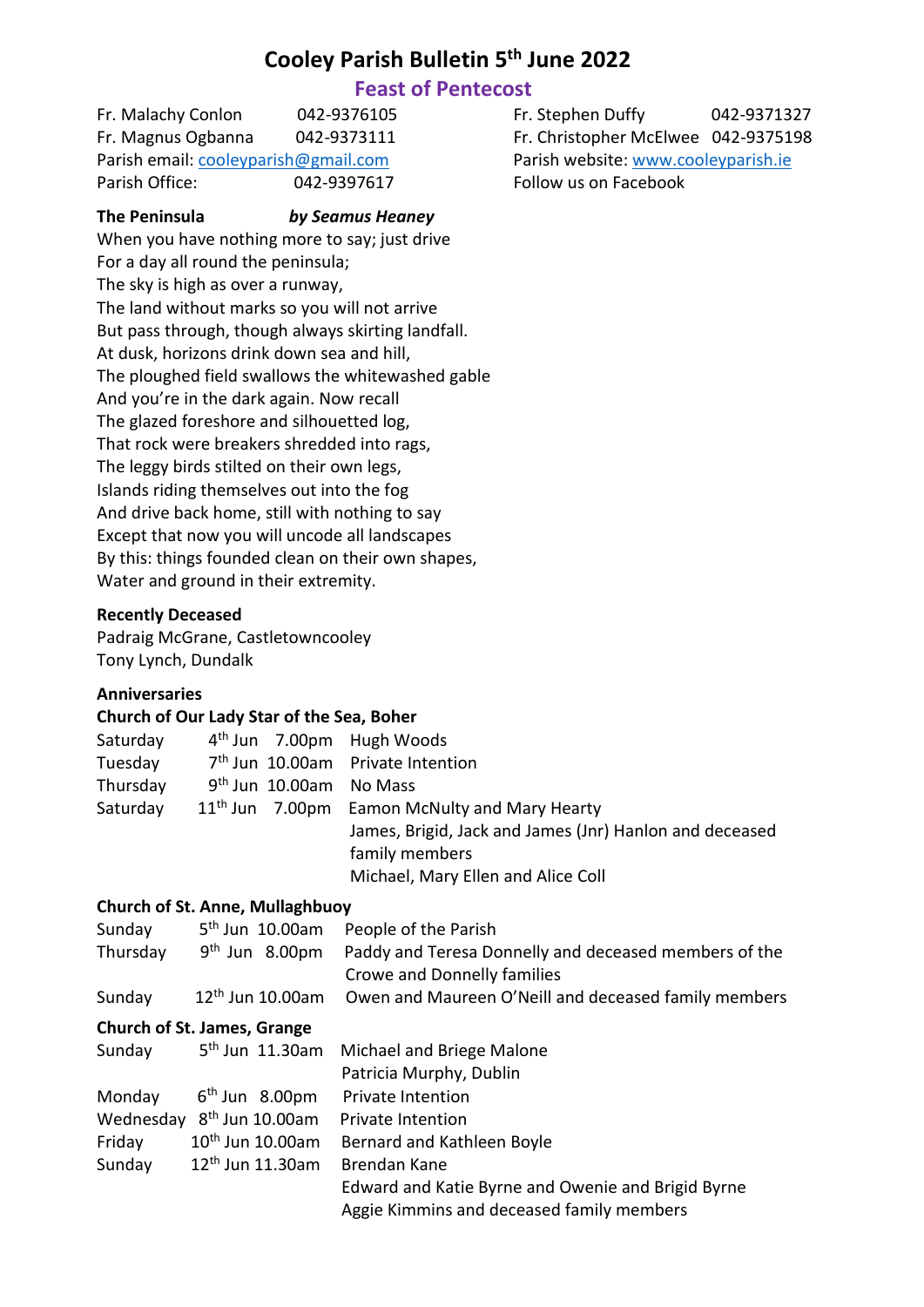# Cooley Parish Bulletin 5th June 2022

## Feast of Pentecost

Fr. Malachy Conlon 042-9376105
Fr. Magnus Ogbanna 042-9373111
Parish email: cooleyparish@gmail.com
Parish Office: 042-9397617

Fr. Stephen Duffy 042-9371327
Fr. Christopher McElwee 042-9375198
Parish website: www.cooleyparish.ie
Follow us on Facebook

**The Peninsula** ***by Seamus Heaney***

When you have nothing more to say; just drive
For a day all round the peninsula;
The sky is high as over a runway,
The land without marks so you will not arrive
But pass through, though always skirting landfall.
At dusk, horizons drink down sea and hill,
The ploughed field swallows the whitewashed gable
And you're in the dark again. Now recall
The glazed foreshore and silhouetted log,
That rock were breakers shredded into rags,
The leggy birds stilted on their own legs,
Islands riding themselves out into the fog
And drive back home, still with nothing to say
Except that now you will uncode all landscapes
By this: things founded clean on their own shapes,
Water and ground in their extremity.

**Recently Deceased**

Padraig McGrane, Castletowncooley
Tony Lynch, Dundalk

**Anniversaries**

**Church of Our Lady Star of the Sea, Boher**

| | | | |
|---|---|---|---|
| Saturday | 4th Jun | 7.00pm | Hugh Woods |
| Tuesday | 7th Jun | 10.00am | Private Intention |
| Thursday | 9th Jun | 10.00am | No Mass |
| Saturday | 11th Jun | 7.00pm | Eamon McNulty and Mary Hearty |
| | | | James, Brigid, Jack and James (Jnr) Hanlon and deceased family members |
| | | | Michael, Mary Ellen and Alice Coll |

**Church of St. Anne, Mullaghbuoy**

| | | | |
|---|---|---|---|
| Sunday | 5th Jun | 10.00am | People of the Parish |
| Thursday | 9th Jun | 8.00pm | Paddy and Teresa Donnelly and deceased members of the Crowe and Donnelly families |
| Sunday | 12th Jun | 10.00am | Owen and Maureen O'Neill and deceased family members |

**Church of St. James, Grange**

| | | | |
|---|---|---|---|
| Sunday | 5th Jun | 11.30am | Michael and Briege Malone |
| | | | Patricia Murphy, Dublin |
| Monday | 6th Jun | 8.00pm | Private Intention |
| Wednesday | 8th Jun | 10.00am | Private Intention |
| Friday | 10th Jun | 10.00am | Bernard and Kathleen Boyle |
| Sunday | 12th Jun | 11.30am | Brendan Kane |
| | | | Edward and Katie Byrne and Owenie and Brigid Byrne |
| | | | Aggie Kimmins and deceased family members |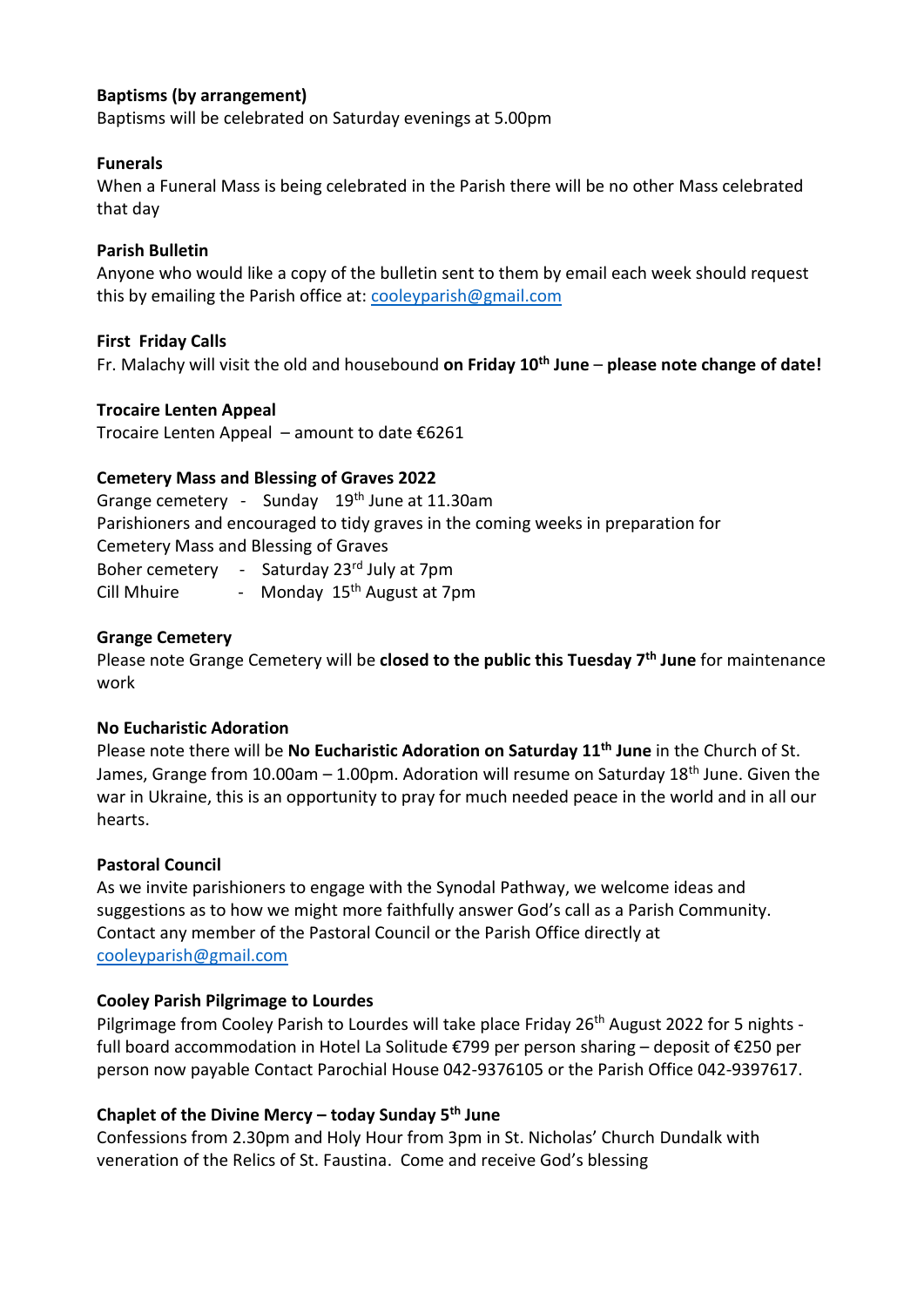**Baptisms (by arrangement)**
Baptisms will be celebrated on Saturday evenings at 5.00pm

**Funerals**
When a Funeral Mass is being celebrated in the Parish there will be no other Mass celebrated that day

**Parish Bulletin**
Anyone who would like a copy of the bulletin sent to them by email each week should request this by emailing the Parish office at: cooleyparish@gmail.com

**First Friday Calls**
Fr. Malachy will visit the old and housebound **on Friday 10th June** – **please note change of date!**

**Trocaire Lenten Appeal**
Trocaire Lenten Appeal – amount to date €6261

**Cemetery Mass and Blessing of Graves 2022**
Grange cemetery - Sunday 19th June at 11.30am
Parishioners and encouraged to tidy graves in the coming weeks in preparation for Cemetery Mass and Blessing of Graves
Boher cemetery - Saturday 23rd July at 7pm
Cill Mhuire - Monday 15th August at 7pm

**Grange Cemetery**
Please note Grange Cemetery will be **closed to the public this Tuesday 7th June** for maintenance work

**No Eucharistic Adoration**
Please note there will be **No Eucharistic Adoration on Saturday 11th June** in the Church of St. James, Grange from 10.00am – 1.00pm. Adoration will resume on Saturday 18th June. Given the war in Ukraine, this is an opportunity to pray for much needed peace in the world and in all our hearts.

**Pastoral Council**
As we invite parishioners to engage with the Synodal Pathway, we welcome ideas and suggestions as to how we might more faithfully answer God's call as a Parish Community. Contact any member of the Pastoral Council or the Parish Office directly at cooleyparish@gmail.com

**Cooley Parish Pilgrimage to Lourdes**
Pilgrimage from Cooley Parish to Lourdes will take place Friday 26th August 2022 for 5 nights - full board accommodation in Hotel La Solitude €799 per person sharing – deposit of €250 per person now payable Contact Parochial House 042-9376105 or the Parish Office 042-9397617.

**Chaplet of the Divine Mercy – today Sunday 5th June**
Confessions from 2.30pm and Holy Hour from 3pm in St. Nicholas' Church Dundalk with veneration of the Relics of St. Faustina. Come and receive God's blessing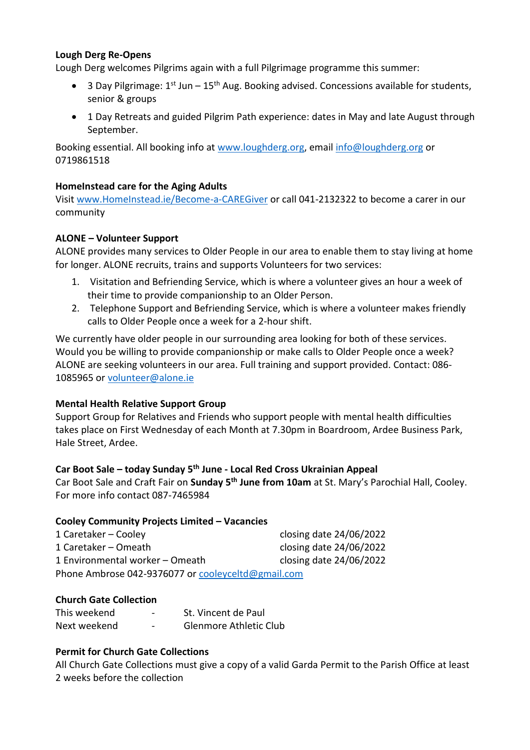**Lough Derg Re-Opens**

Lough Derg welcomes Pilgrims again with a full Pilgrimage programme this summer:

- 3 Day Pilgrimage: 1st Jun – 15th Aug. Booking advised. Concessions available for students, senior & groups
- 1 Day Retreats and guided Pilgrim Path experience: dates in May and late August through September.

Booking essential. All booking info at www.loughderg.org, email info@loughderg.org or 0719861518

**HomeInstead care for the Aging Adults**

Visit www.HomeInstead.ie/Become-a-CAREGiver or call 041-2132322 to become a carer in our community

**ALONE – Volunteer Support**

ALONE provides many services to Older People in our area to enable them to stay living at home for longer. ALONE recruits, trains and supports Volunteers for two services:

1. Visitation and Befriending Service, which is where a volunteer gives an hour a week of their time to provide companionship to an Older Person.
2. Telephone Support and Befriending Service, which is where a volunteer makes friendly calls to Older People once a week for a 2-hour shift.

We currently have older people in our surrounding area looking for both of these services. Would you be willing to provide companionship or make calls to Older People once a week? ALONE are seeking volunteers in our area. Full training and support provided. Contact: 086-1085965 or volunteer@alone.ie

**Mental Health Relative Support Group**

Support Group for Relatives and Friends who support people with mental health difficulties takes place on First Wednesday of each Month at 7.30pm in Boardroom, Ardee Business Park, Hale Street, Ardee.

**Car Boot Sale – today Sunday 5th June - Local Red Cross Ukrainian Appeal**

Car Boot Sale and Craft Fair on **Sunday 5th June from 10am** at St. Mary's Parochial Hall, Cooley. For more info contact 087-7465984

**Cooley Community Projects Limited – Vacancies**

| | |
|---|---|
| 1 Caretaker – Cooley | closing date 24/06/2022 |
| 1 Caretaker – Omeath | closing date 24/06/2022 |
| 1 Environmental worker – Omeath | closing date 24/06/2022 |

Phone Ambrose 042-9376077 or cooleyceltd@gmail.com

**Church Gate Collection**

| | | |
|---|---|---|
| This weekend | - | St. Vincent de Paul |
| Next weekend | - | Glenmore Athletic Club |

**Permit for Church Gate Collections**

All Church Gate Collections must give a copy of a valid Garda Permit to the Parish Office at least 2 weeks before the collection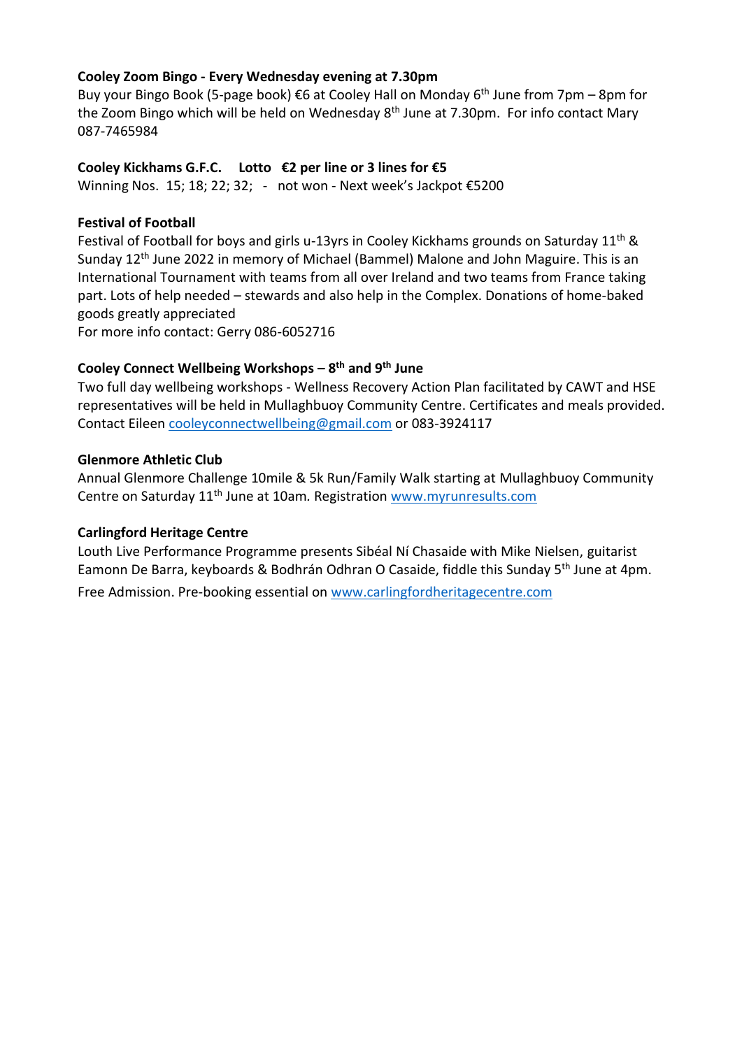**Cooley Zoom Bingo - Every Wednesday evening at 7.30pm**
Buy your Bingo Book (5-page book) €6 at Cooley Hall on Monday 6th June from 7pm – 8pm for the Zoom Bingo which will be held on Wednesday 8th June at 7.30pm. For info contact Mary 087-7465984

**Cooley Kickhams G.F.C. Lotto €2 per line or 3 lines for €5**
Winning Nos. 15; 18; 22; 32; - not won - Next week's Jackpot €5200

**Festival of Football**
Festival of Football for boys and girls u-13yrs in Cooley Kickhams grounds on Saturday 11th & Sunday 12th June 2022 in memory of Michael (Bammel) Malone and John Maguire. This is an International Tournament with teams from all over Ireland and two teams from France taking part. Lots of help needed – stewards and also help in the Complex. Donations of home-baked goods greatly appreciated
For more info contact: Gerry 086-6052716

**Cooley Connect Wellbeing Workshops – 8th and 9th June**
Two full day wellbeing workshops - Wellness Recovery Action Plan facilitated by CAWT and HSE representatives will be held in Mullaghbuoy Community Centre. Certificates and meals provided. Contact Eileen cooleyconnectwellbeing@gmail.com or 083-3924117

**Glenmore Athletic Club**
Annual Glenmore Challenge 10mile & 5k Run/Family Walk starting at Mullaghbuoy Community Centre on Saturday 11th June at 10am. Registration www.myrunresults.com

**Carlingford Heritage Centre**
Louth Live Performance Programme presents Sibéal Ní Chasaide with Mike Nielsen, guitarist Eamonn De Barra, keyboards & Bodhrán Odhran O Casaide, fiddle this Sunday 5th June at 4pm.
Free Admission. Pre-booking essential on www.carlingfordheritagecentre.com